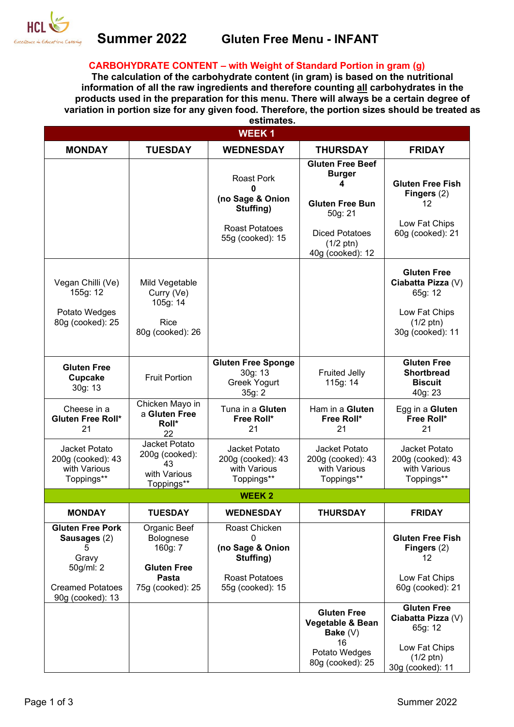# Summer 2022 Gluten Free Menu - INFANT

**CARBOHYDRATE CONTENT – with Weight of Standard Portion in gram (g)**

**The calculation of the carbohydrate content (in gram) is based on the nutritional information of all the raw ingredients and therefore counting all carbohydrates in the products used in the preparation for this menu. There will always be a certain degree of variation in portion size for any given food. Therefore, the portion sizes should be treated as estimates.**

| WEEK 1 | | | | |
|---|---|---|---|---|
| **MONDAY** | **TUESDAY** | **WEDNESDAY** | **THURSDAY** | **FRIDAY** |
| | | Roast Pork **0** **(no Sage & Onion Stuffing)** Roast Potatoes 55g (cooked): 15 | **Gluten Free Beef Burger** **4** **Gluten Free Bun** 50g: 21 Diced Potatoes (1/2 ptn) 40g (cooked): 12 | **Gluten Free Fish Fingers** (2) 12 Low Fat Chips 60g (cooked): 21 |
| Vegan Chilli (Ve) 155g: 12 Potato Wedges 80g (cooked): 25 | Mild Vegetable Curry (Ve) 105g: 14 Rice 80g (cooked): 26 | | | **Gluten Free Ciabatta Pizza** (V) 65g: 12 Low Fat Chips (1/2 ptn) 30g (cooked): 11 |
| **Gluten Free Cupcake** 30g: 13 | Fruit Portion | **Gluten Free Sponge** 30g: 13 Greek Yogurt 35g: 2 | Fruited Jelly 115g: 14 | **Gluten Free Shortbread Biscuit** 40g: 23 |
| Cheese in a **Gluten Free Roll*** 21 | Chicken Mayo in a **Gluten Free Roll*** 22 | Tuna in a **Gluten Free Roll*** 21 | Ham in a **Gluten Free Roll*** 21 | Egg in a **Gluten Free Roll*** 21 |
| Jacket Potato 200g (cooked): 43 with Various Toppings** | Jacket Potato 200g (cooked): 43 with Various Toppings** | Jacket Potato 200g (cooked): 43 with Various Toppings** | Jacket Potato 200g (cooked): 43 with Various Toppings** | Jacket Potato 200g (cooked): 43 with Various Toppings** |

| WEEK 2 | | | | |
|---|---|---|---|---|
| **MONDAY** | **TUESDAY** | **WEDNESDAY** | **THURSDAY** | **FRIDAY** |
| **Gluten Free Pork Sausages** (2) 5 Gravy 50g/ml: 2 Creamed Potatoes 90g (cooked): 13 | Organic Beef Bolognese 160g: 7 **Gluten Free Pasta** 75g (cooked): 25 | Roast Chicken 0 **(no Sage & Onion Stuffing)** Roast Potatoes 55g (cooked): 15 | | **Gluten Free Fish Fingers** (2) 12 Low Fat Chips 60g (cooked): 21 |
| | | | **Gluten Free Vegetable & Bean Bake** (V) 16 Potato Wedges 80g (cooked): 25 | **Gluten Free Ciabatta Pizza** (V) 65g: 12 Low Fat Chips (1/2 ptn) 30g (cooked): 11 |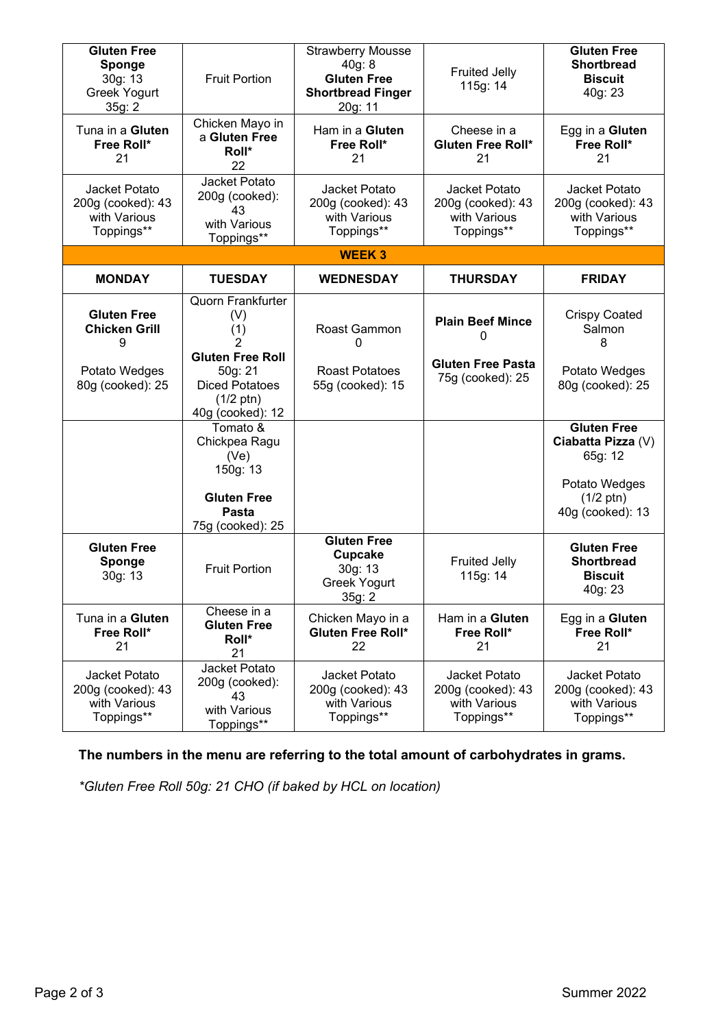| | | | | |
|---|---|---|---|---|
| **Gluten Free Sponge** 30g: 13 Greek Yogurt 35g: 2 | Fruit Portion | Strawberry Mousse 40g: 8 **Gluten Free Shortbread Finger** 20g: 11 | Fruited Jelly 115g: 14 | **Gluten Free Shortbread Biscuit** 40g: 23 |
| Tuna in a **Gluten Free Roll*** 21 | Chicken Mayo in a **Gluten Free Roll*** 22 | Ham in a **Gluten Free Roll*** 21 | Cheese in a **Gluten Free Roll*** 21 | Egg in a **Gluten Free Roll*** 21 |
| Jacket Potato 200g (cooked): 43 with Various Toppings** | Jacket Potato 200g (cooked): 43 with Various Toppings** | Jacket Potato 200g (cooked): 43 with Various Toppings** | Jacket Potato 200g (cooked): 43 with Various Toppings** | Jacket Potato 200g (cooked): 43 with Various Toppings** |

**WEEK 3**

| MONDAY | TUESDAY | WEDNESDAY | THURSDAY | FRIDAY |
|---|---|---|---|---|
| **Gluten Free Chicken Grill** 9<br><br>Potato Wedges 80g (cooked): 25 | Quorn Frankfurter (V) (1) 2 **Gluten Free Roll** 50g: 21 Diced Potatoes (1/2 ptn) 40g (cooked): 12 | Roast Gammon 0<br><br>Roast Potatoes 55g (cooked): 15 | **Plain Beef Mince** 0<br><br>**Gluten Free Pasta** 75g (cooked): 25 | Crispy Coated Salmon 8<br><br>Potato Wedges 80g (cooked): 25 |
| | Tomato & Chickpea Ragu (Ve) 150g: 13<br><br>**Gluten Free Pasta** 75g (cooked): 25 | | | **Gluten Free Ciabatta Pizza** (V) 65g: 12<br><br>Potato Wedges (1/2 ptn) 40g (cooked): 13 |
| **Gluten Free Sponge** 30g: 13 | Fruit Portion | **Gluten Free Cupcake** 30g: 13 Greek Yogurt 35g: 2 | Fruited Jelly 115g: 14 | **Gluten Free Shortbread Biscuit** 40g: 23 |
| Tuna in a **Gluten Free Roll*** 21 | Cheese in a **Gluten Free Roll*** 21 | Chicken Mayo in a **Gluten Free Roll*** 22 | Ham in a **Gluten Free Roll*** 21 | Egg in a **Gluten Free Roll*** 21 |
| Jacket Potato 200g (cooked): 43 with Various Toppings** | Jacket Potato 200g (cooked): 43 with Various Toppings** | Jacket Potato 200g (cooked): 43 with Various Toppings** | Jacket Potato 200g (cooked): 43 with Various Toppings** | Jacket Potato 200g (cooked): 43 with Various Toppings** |

**The numbers in the menu are referring to the total amount of carbohydrates in grams.**

*\*Gluten Free Roll 50g: 21 CHO (if baked by HCL on location)*

Summer 2022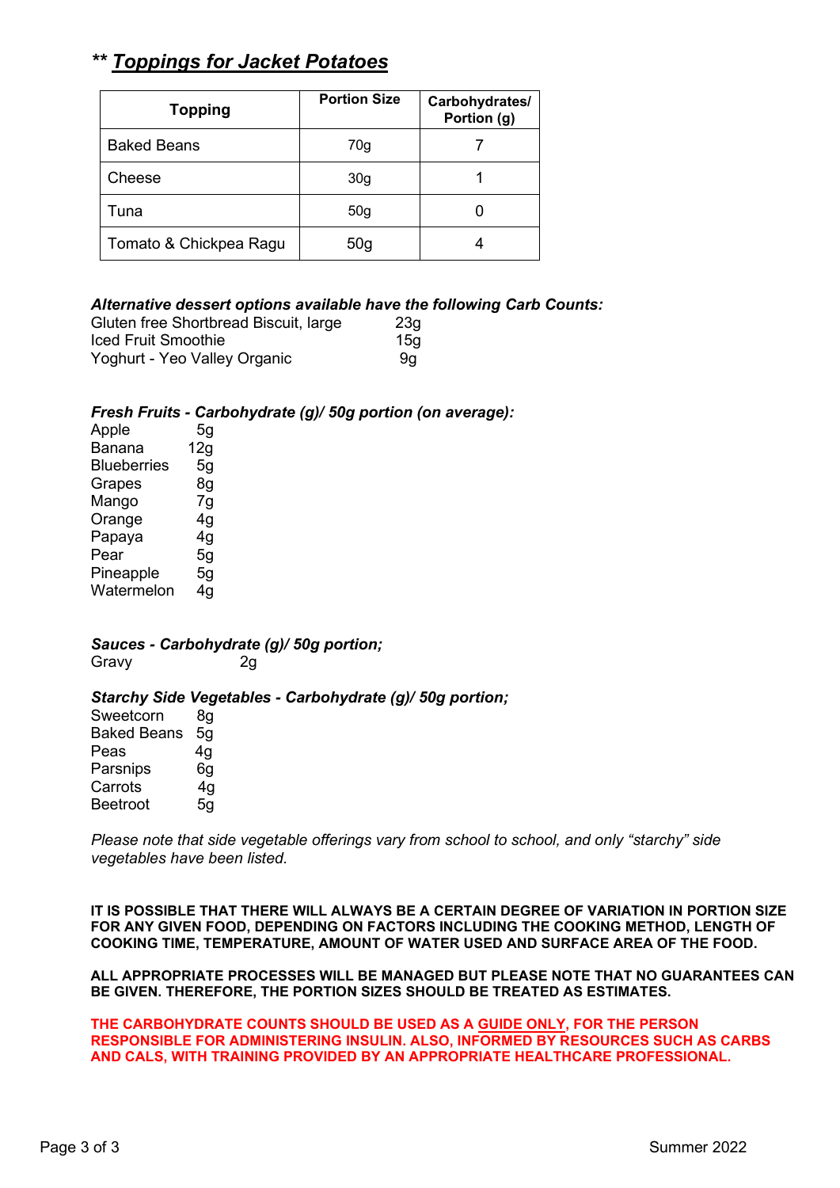## ** *Toppings for Jacket Potatoes*

| Topping | Portion Size | Carbohydrates/ Portion (g) |
|---|---|---|
| Baked Beans | 70g | 7 |
| Cheese | 30g | 1 |
| Tuna | 50g | 0 |
| Tomato & Chickpea Ragu | 50g | 4 |

***Alternative dessert options available have the following Carb Counts:***

| | |
|---|---|
| Gluten free Shortbread Biscuit, large | 23g |
| Iced Fruit Smoothie | 15g |
| Yoghurt - Yeo Valley Organic | 9g |

***Fresh Fruits - Carbohydrate (g)/ 50g portion (on average):***

| | |
|---|---|
| Apple | 5g |
| Banana | 12g |
| Blueberries | 5g |
| Grapes | 8g |
| Mango | 7g |
| Orange | 4g |
| Papaya | 4g |
| Pear | 5g |
| Pineapple | 5g |
| Watermelon | 4g |

***Sauces - Carbohydrate (g)/ 50g portion;***

| | |
|---|---|
| Gravy | 2g |

***Starchy Side Vegetables - Carbohydrate (g)/ 50g portion;***

| | |
|---|---|
| Sweetcorn | 8g |
| Baked Beans | 5g |
| Peas | 4g |
| Parsnips | 6g |
| Carrots | 4g |
| Beetroot | 5g |

*Please note that side vegetable offerings vary from school to school, and only "starchy" side vegetables have been listed.*

**IT IS POSSIBLE THAT THERE WILL ALWAYS BE A CERTAIN DEGREE OF VARIATION IN PORTION SIZE FOR ANY GIVEN FOOD, DEPENDING ON FACTORS INCLUDING THE COOKING METHOD, LENGTH OF COOKING TIME, TEMPERATURE, AMOUNT OF WATER USED AND SURFACE AREA OF THE FOOD.**

**ALL APPROPRIATE PROCESSES WILL BE MANAGED BUT PLEASE NOTE THAT NO GUARANTEES CAN BE GIVEN. THEREFORE, THE PORTION SIZES SHOULD BE TREATED AS ESTIMATES.**

**THE CARBOHYDRATE COUNTS SHOULD BE USED AS A GUIDE ONLY, FOR THE PERSON RESPONSIBLE FOR ADMINISTERING INSULIN. ALSO, INFORMED BY RESOURCES SUCH AS CARBS AND CALS, WITH TRAINING PROVIDED BY AN APPROPRIATE HEALTHCARE PROFESSIONAL.**

Summer 2022